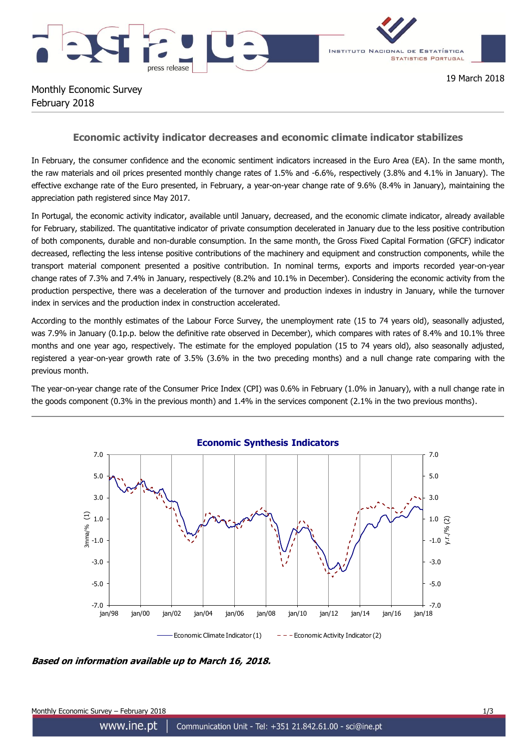19 March 2018

Monthly Economic Survey
February 2018

## Economic activity indicator decreases and economic climate indicator stabilizes

In February, the consumer confidence and the economic sentiment indicators increased in the Euro Area (EA). In the same month, the raw materials and oil prices presented monthly change rates of 1.5% and -6.6%, respectively (3.8% and 4.1% in January). The effective exchange rate of the Euro presented, in February, a year-on-year change rate of 9.6% (8.4% in January), maintaining the appreciation path registered since May 2017.

In Portugal, the economic activity indicator, available until January, decreased, and the economic climate indicator, already available for February, stabilized. The quantitative indicator of private consumption decelerated in January due to the less positive contribution of both components, durable and non-durable consumption. In the same month, the Gross Fixed Capital Formation (GFCF) indicator decreased, reflecting the less intense positive contributions of the machinery and equipment and construction components, while the transport material component presented a positive contribution. In nominal terms, exports and imports recorded year-on-year change rates of 7.3% and 7.4% in January, respectively (8.2% and 10.1% in December). Considering the economic activity from the production perspective, there was a deceleration of the turnover and production indexes in industry in January, while the turnover index in services and the production index in construction accelerated.

According to the monthly estimates of the Labour Force Survey, the unemployment rate (15 to 74 years old), seasonally adjusted, was 7.9% in January (0.1p.p. below the definitive rate observed in December), which compares with rates of 8.4% and 10.1% three months and one year ago, respectively. The estimate for the employed population (15 to 74 years old), also seasonally adjusted, registered a year-on-year growth rate of 3.5% (3.6% in the two preceding months) and a null change rate comparing with the previous month.

The year-on-year change rate of the Consumer Price Index (CPI) was 0.6% in February (1.0% in January), with a null change rate in the goods component (0.3% in the previous month) and 1.4% in the services component (2.1% in the two previous months).

**Economic Synthesis Indicators**

Economic Climate Indicator (1) — Economic Activity Indicator (2)

***Based on information available up to March 16, 2018.***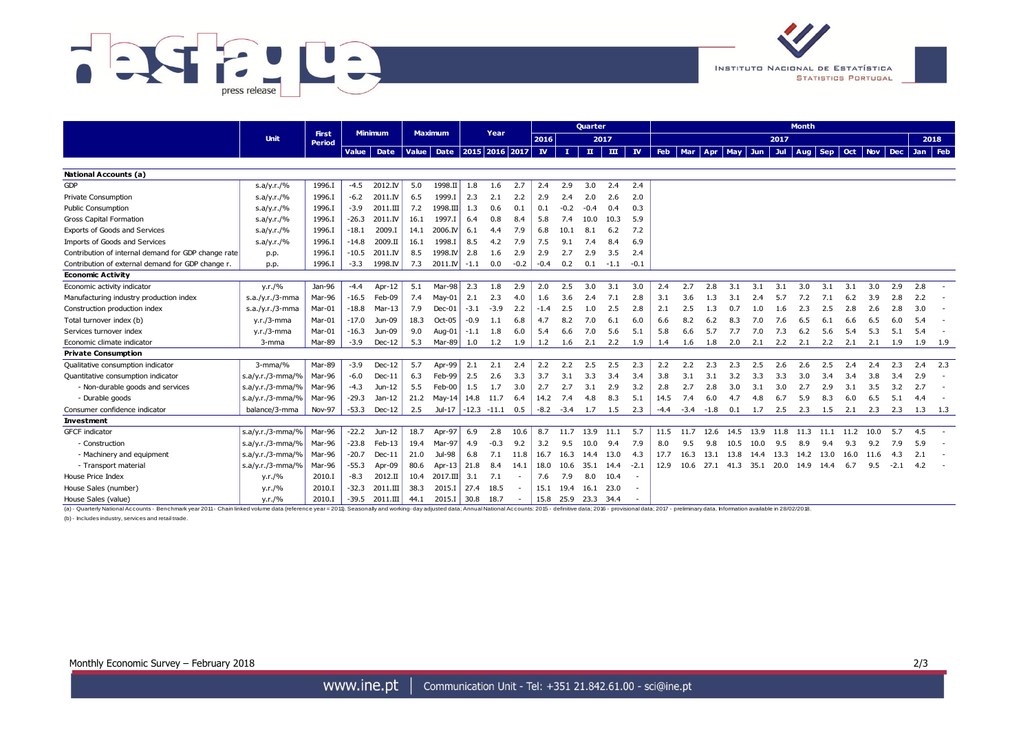| | Unit | First Period | Minimum | | Maximum | | Year | | | Quarter | | | | | Month | | | | | | | | | | | | |
|---|---|---|---|---|---|---|---|---|---|---|---|---|---|---|---|---|---|---|---|---|---|---|---|---|---|---|---|
| | | | | | | | | | | 2016 | 2017 | | | | 2017 | | | | | | | | | | | 2018 | |
| | | | Value | Date | Value | Date | 2015 | 2016 | 2017 | IV | I | II | III | IV | Feb | Mar | Apr | May | Jun | Jul | Aug | Sep | Oct | Nov | Dec | Jan | Feb |
| **National Accounts (a)** | | | | | | | | | | | | | | | | | | | | | | | | | | | |
| GDP | s.a/y.r./% | 1996.I | -4.5 | 2012.IV | 5.0 | 1998.II | 1.8 | 1.6 | 2.7 | 2.4 | 2.9 | 3.0 | 2.4 | 2.4 | | | | | | | | | | | | | |
| Private Consumption | s.a/y.r./% | 1996.I | -6.2 | 2011.IV | 6.5 | 1999.I | 2.3 | 2.1 | 2.2 | 2.9 | 2.4 | 2.0 | 2.6 | 2.0 | | | | | | | | | | | | | |
| Public Consumption | s.a/y.r./% | 1996.I | -3.9 | 2011.III | 7.2 | 1998.III | 1.3 | 0.6 | 0.1 | 0.1 | -0.2 | -0.4 | 0.4 | 0.3 | | | | | | | | | | | | | |
| Gross Capital Formation | s.a/y.r./% | 1996.I | -26.3 | 2011.IV | 16.1 | 1997.I | 6.4 | 0.8 | 8.4 | 5.8 | 7.4 | 10.0 | 10.3 | 5.9 | | | | | | | | | | | | | |
| Exports of Goods and Services | s.a/y.r./% | 1996.I | -18.1 | 2009.I | 14.1 | 2006.IV | 6.1 | 4.4 | 7.9 | 6.8 | 10.1 | 8.1 | 6.2 | 7.2 | | | | | | | | | | | | | |
| Imports of Goods and Services | s.a/y.r./% | 1996.I | -14.8 | 2009.II | 16.1 | 1998.I | 8.5 | 4.2 | 7.9 | 7.5 | 9.1 | 7.4 | 8.4 | 6.9 | | | | | | | | | | | | | |
| Contribution of internal demand for GDP change rate | p.p. | 1996.I | -10.5 | 2011.IV | 8.5 | 1998.IV | 2.8 | 1.6 | 2.9 | 2.9 | 2.7 | 2.9 | 3.5 | 2.4 | | | | | | | | | | | | | |
| Contribution of external demand for GDP change r. | p.p. | 1996.I | -3.3 | 1998.IV | 7.3 | 2011.IV | -1.1 | 0.0 | -0.2 | -0.4 | 0.2 | 0.1 | -1.1 | -0.1 | | | | | | | | | | | | | |
| **Economic Activity** | | | | | | | | | | | | | | | | | | | | | | | | | | | |
| Economic activity indicator | y.r./% | Jan-96 | -4.4 | Apr-12 | 5.1 | Mar-98 | 2.3 | 1.8 | 2.9 | 2.0 | 2.5 | 3.0 | 3.1 | 3.0 | 2.4 | 2.7 | 2.8 | 3.1 | 3.1 | 3.1 | 3.0 | 3.1 | 3.1 | 3.0 | 2.9 | 2.8 | - |
| Manufacturing industry production index | s.a./y.r./3-mma | Mar-96 | -16.5 | Feb-09 | 7.4 | May-01 | 2.1 | 2.3 | 4.0 | 1.6 | 3.6 | 2.4 | 7.1 | 2.8 | 3.1 | 3.6 | 1.3 | 3.1 | 2.4 | 5.7 | 7.2 | 7.1 | 6.2 | 3.9 | 2.8 | 2.2 | - |
| Construction production index | s.a./y.r./3-mma | Mar-01 | -18.8 | Mar-13 | 7.9 | Dec-01 | -3.1 | -3.9 | 2.2 | -1.4 | 2.5 | 1.0 | 2.5 | 2.8 | 2.1 | 2.5 | 1.3 | 0.7 | 1.0 | 1.6 | 2.3 | 2.5 | 2.8 | 2.6 | 2.8 | 3.0 | - |
| Total turnover index (b) | y.r./3-mma | Mar-01 | -17.0 | Jun-09 | 18.3 | Oct-05 | -0.9 | 1.1 | 6.8 | 4.7 | 8.2 | 7.0 | 6.1 | 6.0 | 6.6 | 8.2 | 6.2 | 8.3 | 7.0 | 7.6 | 6.5 | 6.1 | 6.6 | 6.5 | 6.0 | 5.4 | - |
| Services turnover index | y.r./3-mma | Mar-01 | -16.3 | Jun-09 | 9.0 | Aug-01 | -1.1 | 1.8 | 6.0 | 5.4 | 6.6 | 7.0 | 5.6 | 5.1 | 5.8 | 6.6 | 5.7 | 7.7 | 7.0 | 7.3 | 6.2 | 5.6 | 5.4 | 5.3 | 5.1 | 5.4 | - |
| Economic climate indicator | 3-mma | Mar-89 | -3.9 | Dec-12 | 5.3 | Mar-89 | 1.0 | 1.2 | 1.9 | 1.2 | 1.6 | 2.1 | 2.2 | 1.9 | 1.4 | 1.6 | 1.8 | 2.0 | 2.1 | 2.2 | 2.1 | 2.2 | 2.1 | 2.1 | 1.9 | 1.9 | 1.9 |
| **Private Consumption** | | | | | | | | | | | | | | | | | | | | | | | | | | | |
| Qualitative consumption indicator | 3-mma/% | Mar-89 | -3.9 | Dec-12 | 5.7 | Apr-99 | 2.1 | 2.1 | 2.4 | 2.2 | 2.2 | 2.5 | 2.5 | 2.3 | 2.2 | 2.2 | 2.3 | 2.3 | 2.5 | 2.6 | 2.6 | 2.5 | 2.4 | 2.4 | 2.3 | 2.4 | 2.3 |
| Quantitative consumption indicator | s.a/y.r./3-mma/% | Mar-96 | -6.0 | Dec-11 | 6.3 | Feb-99 | 2.5 | 2.6 | 3.3 | 3.7 | 3.1 | 3.3 | 3.4 | 3.4 | 3.8 | 3.1 | 3.1 | 3.2 | 3.3 | 3.3 | 3.0 | 3.4 | 3.4 | 3.8 | 3.4 | 2.9 | - |
| - Non-durable goods and services | s.a/y.r./3-mma/% | Mar-96 | -4.3 | Jun-12 | 5.5 | Feb-00 | 1.5 | 1.7 | 3.0 | 2.7 | 2.7 | 3.1 | 2.9 | 3.2 | 2.8 | 2.7 | 2.8 | 3.0 | 3.1 | 3.0 | 2.7 | 2.9 | 3.1 | 3.5 | 3.2 | 2.7 | - |
| - Durable goods | s.a/y.r./3-mma/% | Mar-96 | -29.3 | Jan-12 | 21.2 | May-14 | 14.8 | 11.7 | 6.4 | 14.2 | 7.4 | 4.8 | 8.3 | 5.1 | 14.5 | 7.4 | 6.0 | 4.7 | 4.8 | 6.7 | 5.9 | 8.3 | 6.0 | 6.5 | 5.1 | 4.4 | - |
| Consumer confidence indicator | balance/3-mma | Nov-97 | -53.3 | Dec-12 | 2.5 | Jul-17 | -12.3 | -11.1 | 0.5 | -8.2 | -3.4 | 1.7 | 1.5 | 2.3 | -4.4 | -3.4 | -1.8 | 0.1 | 1.7 | 2.5 | 2.3 | 1.5 | 2.1 | 2.3 | 2.3 | 1.3 | 1.3 |
| **Investment** | | | | | | | | | | | | | | | | | | | | | | | | | | | |
| GFCF indicator | s.a/y.r./3-mma/% | Mar-96 | -22.2 | Jun-12 | 18.7 | Apr-97 | 6.9 | 2.8 | 10.6 | 8.7 | 11.7 | 13.9 | 11.1 | 5.7 | 11.5 | 11.7 | 12.6 | 14.5 | 13.9 | 11.8 | 11.3 | 11.1 | 11.2 | 10.0 | 5.7 | 4.5 | - |
| - Construction | s.a/y.r./3-mma/% | Mar-96 | -23.8 | Feb-13 | 19.4 | Mar-97 | 4.9 | -0.3 | 9.2 | 3.2 | 9.5 | 10.0 | 9.4 | 7.9 | 8.0 | 9.5 | 9.8 | 10.5 | 10.0 | 9.5 | 8.9 | 9.4 | 9.3 | 9.2 | 7.9 | 5.9 | - |
| - Machinery and equipment | s.a/y.r./3-mma/% | Mar-96 | -20.7 | Dec-11 | 21.0 | Jul-98 | 6.8 | 7.1 | 11.8 | 16.7 | 16.3 | 14.4 | 13.0 | 4.3 | 17.7 | 16.3 | 13.1 | 13.8 | 14.4 | 13.3 | 14.2 | 13.0 | 16.0 | 11.6 | 4.3 | 2.1 | - |
| - Transport material | s.a/y.r./3-mma/% | Mar-96 | -55.3 | Apr-09 | 80.6 | Apr-13 | 21.8 | 8.4 | 14.1 | 18.0 | 10.6 | 35.1 | 14.4 | -2.1 | 12.9 | 10.6 | 27.1 | 41.3 | 35.1 | 20.0 | 14.9 | 14.4 | 6.7 | 9.5 | -2.1 | 4.2 | - |
| House Price Index | y.r./% | 2010.I | -8.3 | 2012.II | 10.4 | 2017.III | 3.1 | 7.1 | - | 7.6 | 7.9 | 8.0 | 10.4 | - | | | | | | | | | | | | | |
| House Sales (number) | y.r./% | 2010.I | -32.3 | 2011.III | 38.3 | 2015.I | 27.4 | 18.5 | - | 15.1 | 19.4 | 16.1 | 23.0 | - | | | | | | | | | | | | | |
| House Sales (value) | y.r./% | 2010.I | -39.5 | 2011.III | 44.1 | 2015.I | 30.8 | 18.7 | - | 15.8 | 25.9 | 23.3 | 34.4 | - | | | | | | | | | | | | | |

(a) - Quarterly National Accounts - Benchmark year 2011 - Chain linked volume data (reference year = 2011). Seasonally and working-day adjusted data; Annual National Accounts: 2015 - definitive data; 2016 - provisional data; 2017 - preliminary data. Information available in 28/02/2018.

(b) - Includes industry, services and retail trade.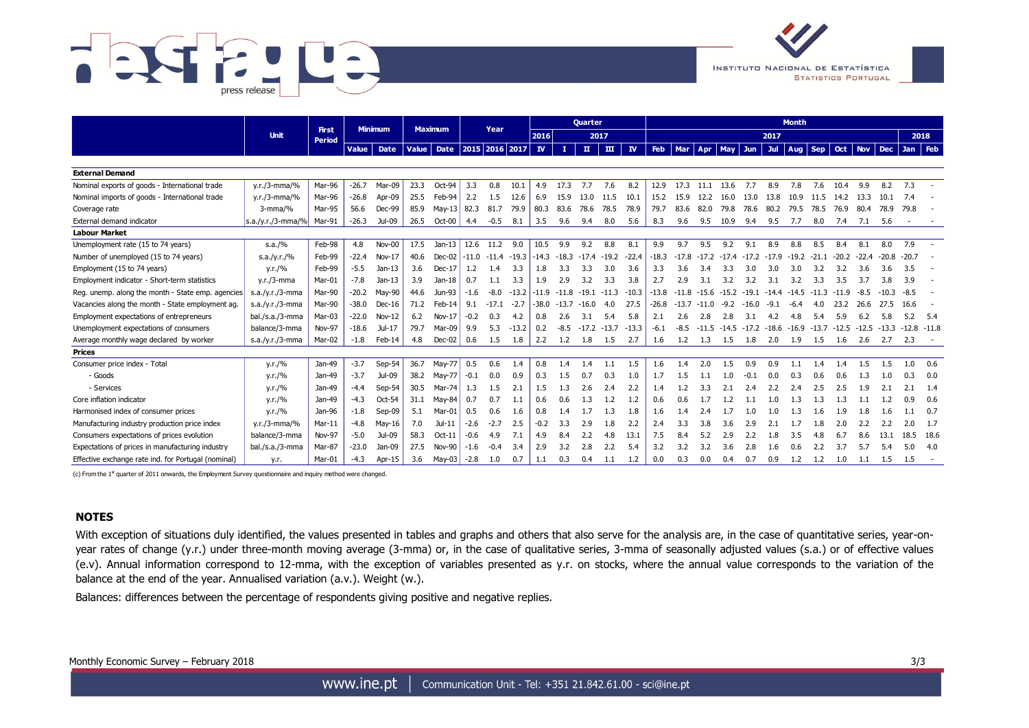| | Unit | First Period | Minimum | | Maximum | | Year | | | Quarter | | | | | Month | | | | | | | | | | | | |
|---|---|---|---|---|---|---|---|---|---|---|---|---|---|---|---|---|---|---|---|---|---|---|---|---|---|---|---|
| | | | | | | | | | | 2016 | 2017 | | | | 2017 | | | | | | | | | | | 2018 | |
| | | | Value | Date | Value | Date | 2015 | 2016 | 2017 | IV | I | II | III | IV | Feb | Mar | Apr | May | Jun | Jul | Aug | Sep | Oct | Nov | Dec | Jan | Feb |
| **External Demand** | | | | | | | | | | | | | | | | | | | | | | | | | | | |
| Nominal exports of goods - International trade | y.r./3-mma/% | Mar-96 | -26.7 | Mar-09 | 23.3 | Oct-94 | 3.3 | 0.8 | 10.1 | 4.9 | 17.3 | 7.7 | 7.6 | 8.2 | 12.9 | 17.3 | 11.1 | 13.6 | 7.7 | 8.9 | 7.8 | 7.6 | 10.4 | 9.9 | 8.2 | 7.3 | - |
| Nominal imports of goods - International trade | y.r./3-mma/% | Mar-96 | -26.8 | Apr-09 | 25.5 | Feb-94 | 2.2 | 1.5 | 12.6 | 6.9 | 15.9 | 13.0 | 11.5 | 10.1 | 15.2 | 15.9 | 12.2 | 16.0 | 13.0 | 13.8 | 10.9 | 11.5 | 14.2 | 13.3 | 10.1 | 7.4 | - |
| Coverage rate | 3-mma/% | Mar-95 | 56.6 | Dec-99 | 85.9 | May-13 | 82.3 | 81.7 | 79.9 | 80.3 | 83.6 | 78.6 | 78.5 | 78.9 | 79.7 | 83.6 | 82.0 | 79.8 | 78.6 | 80.2 | 79.5 | 78.5 | 76.9 | 80.4 | 78.9 | 79.8 | - |
| External demand indicator | s.a./y.r./3-mma/% | Mar-91 | -26.3 | Jul-09 | 26.5 | Oct-00 | 4.4 | -0.5 | 8.1 | 3.5 | 9.6 | 9.4 | 8.0 | 5.6 | 8.3 | 9.6 | 9.5 | 10.9 | 9.4 | 9.5 | 7.7 | 8.0 | 7.4 | 7.1 | 5.6 | - | - |
| **Labour Market** | | | | | | | | | | | | | | | | | | | | | | | | | | | |
| Unemployment rate (15 to 74 years) | s.a./% | Feb-98 | 4.8 | Nov-00 | 17.5 | Jan-13 | 12.6 | 11.2 | 9.0 | 10.5 | 9.9 | 9.2 | 8.8 | 8.1 | 9.9 | 9.7 | 9.5 | 9.2 | 9.1 | 8.9 | 8.8 | 8.5 | 8.4 | 8.1 | 8.0 | 7.9 | - |
| Number of unemployed (15 to 74 years) | s.a./y.r./% | Feb-99 | -22.4 | Nov-17 | 40.6 | Dec-02 | -11.0 | -11.4 | -19.3 | -14.3 | -18.3 | -17.4 | -19.2 | -22.4 | -18.3 | -17.8 | -17.2 | -17.4 | -17.2 | -17.9 | -19.2 | -21.1 | -20.2 | -22.4 | -20.8 | -20.7 | - |
| Employment (15 to 74 years) | y.r./% | Feb-99 | -5.5 | Jan-13 | 3.6 | Dec-17 | 1.2 | 1.4 | 3.3 | 1.8 | 3.3 | 3.3 | 3.0 | 3.6 | 3.3 | 3.6 | 3.4 | 3.3 | 3.0 | 3.0 | 3.0 | 3.2 | 3.2 | 3.6 | 3.6 | 3.5 | - |
| Employment indicator - Short-term statistics | y.r./3-mma | Mar-01 | -7.8 | Jan-13 | 3.9 | Jan-18 | 0.7 | 1.1 | 3.3 | 1.9 | 2.9 | 3.2 | 3.3 | 3.8 | 2.7 | 2.9 | 3.1 | 3.2 | 3.2 | 3.1 | 3.2 | 3.3 | 3.5 | 3.7 | 3.8 | 3.9 | - |
| Reg. unemp. along the month - State emp. agencies | s.a./y.r./3-mma | Mar-90 | -20.2 | May-90 | 44.6 | Jun-93 | -1.6 | -8.0 | -13.2 | -11.9 | -11.8 | -19.1 | -11.3 | -10.3 | -13.8 | -11.8 | -15.6 | -15.2 | -19.1 | -14.4 | -14.5 | -11.3 | -11.9 | -8.5 | -10.3 | -8.5 | - |
| Vacancies along the month - State employment ag. | s.a./y.r./3-mma | Mar-90 | -38.0 | Dec-16 | 71.2 | Feb-14 | 9.1 | -17.1 | -2.7 | -38.0 | -13.7 | -16.0 | 4.0 | 27.5 | -26.8 | -13.7 | -11.0 | -9.2 | -16.0 | -9.1 | -6.4 | 4.0 | 23.2 | 26.6 | 27.5 | 16.6 | - |
| Employment expectations of entrepreneurs | bal./s.a./3-mma | Mar-03 | -22.0 | Nov-12 | 6.2 | Nov-17 | -0.2 | 0.3 | 4.2 | 0.8 | 2.6 | 3.1 | 5.4 | 5.8 | 2.1 | 2.6 | 2.8 | 2.8 | 3.1 | 4.2 | 4.8 | 5.4 | 5.9 | 6.2 | 5.8 | 5.2 | 5.4 |
| Unemployment expectations of consumers | balance/3-mma | Nov-97 | -18.6 | Jul-17 | 79.7 | Mar-09 | 9.9 | 5.3 | -13.2 | 0.2 | -8.5 | -17.2 | -13.7 | -13.3 | -6.1 | -8.5 | -11.5 | -14.5 | -17.2 | -18.6 | -16.9 | -13.7 | -12.5 | -12.5 | -13.3 | -12.8 | -11.8 |
| Average monthly wage declared by worker | s.a./y.r./3-mma | Mar-02 | -1.8 | Feb-14 | 4.8 | Dec-02 | 0.6 | 1.5 | 1.8 | 2.2 | 1.2 | 1.8 | 1.5 | 2.7 | 1.6 | 1.2 | 1.3 | 1.5 | 1.8 | 2.0 | 1.9 | 1.5 | 1.6 | 2.6 | 2.7 | 2.3 | - |
| **Prices** | | | | | | | | | | | | | | | | | | | | | | | | | | | |
| Consumer price index - Total | y.r./% | Jan-49 | -3.7 | Sep-54 | 36.7 | May-77 | 0.5 | 0.6 | 1.4 | 0.8 | 1.4 | 1.4 | 1.1 | 1.5 | 1.6 | 1.4 | 2.0 | 1.5 | 0.9 | 0.9 | 1.1 | 1.4 | 1.4 | 1.5 | 1.5 | 1.0 | 0.6 |
| - Goods | y.r./% | Jan-49 | -3.7 | Jul-09 | 38.2 | May-77 | -0.1 | 0.0 | 0.9 | 0.3 | 1.5 | 0.7 | 0.3 | 1.0 | 1.7 | 1.5 | 1.1 | 1.0 | -0.1 | 0.0 | 0.3 | 0.6 | 0.6 | 1.3 | 1.0 | 0.3 | 0.0 |
| - Services | y.r./% | Jan-49 | -4.4 | Sep-54 | 30.5 | Mar-74 | 1.3 | 1.5 | 2.1 | 1.5 | 1.3 | 2.6 | 2.4 | 2.2 | 1.4 | 1.2 | 3.3 | 2.1 | 2.4 | 2.2 | 2.4 | 2.5 | 2.5 | 1.9 | 2.1 | 2.1 | 1.4 |
| Core inflation indicator | y.r./% | Jan-49 | -4.3 | Oct-54 | 31.1 | May-84 | 0.7 | 0.7 | 1.1 | 0.6 | 0.6 | 1.3 | 1.2 | 1.2 | 0.6 | 0.6 | 1.7 | 1.2 | 1.1 | 1.0 | 1.3 | 1.3 | 1.3 | 1.1 | 1.2 | 0.9 | 0.6 |
| Harmonised index of consumer prices | y.r./% | Jan-96 | -1.8 | Sep-09 | 5.1 | Mar-01 | 0.5 | 0.6 | 1.6 | 0.8 | 1.4 | 1.7 | 1.3 | 1.8 | 1.6 | 1.4 | 2.4 | 1.7 | 1.0 | 1.0 | 1.3 | 1.6 | 1.9 | 1.8 | 1.6 | 1.1 | 0.7 |
| Manufacturing industry production price index | y.r./3-mma/% | Mar-11 | -4.8 | May-16 | 7.0 | Jul-11 | -2.6 | -2.7 | 2.5 | -0.2 | 3.3 | 2.9 | 1.8 | 2.2 | 2.4 | 3.3 | 3.8 | 3.6 | 2.9 | 2.1 | 1.7 | 1.8 | 2.0 | 2.2 | 2.2 | 2.0 | 1.7 |
| Consumers expectations of prices evolution | balance/3-mma | Nov-97 | -5.0 | Jul-09 | 58.3 | Oct-11 | -0.6 | 4.9 | 7.1 | 4.9 | 8.4 | 2.2 | 4.8 | 13.1 | 7.5 | 8.4 | 5.2 | 2.9 | 2.2 | 1.8 | 3.5 | 4.8 | 6.7 | 8.6 | 13.1 | 18.5 | 18.6 |
| Expectations of prices in manufacturing industry | bal./s.a./3-mma | Mar-87 | -23.0 | Jan-09 | 27.5 | Nov-90 | -1.6 | -0.4 | 3.4 | 2.9 | 3.2 | 2.8 | 2.2 | 5.4 | 3.2 | 3.2 | 3.2 | 3.6 | 2.8 | 1.6 | 0.6 | 2.2 | 3.7 | 5.7 | 5.4 | 5.0 | 4.0 |
| Effective exchange rate ind. for Portugal (nominal) | y.r. | Mar-01 | -4.3 | Apr-15 | 3.6 | May-03 | -2.8 | 1.0 | 0.7 | 1.1 | 0.3 | 0.4 | 1.1 | 1.2 | 0.0 | 0.3 | 0.0 | 0.4 | 0.7 | 0.9 | 1.2 | 1.2 | 1.0 | 1.1 | 1.5 | 1.5 | - |

(c) From the 1st quarter of 2011 onwards, the Employment Survey questionnaire and inquiry method were changed.

## NOTES

With exception of situations duly identified, the values presented in tables and graphs and others that also serve for the analysis are, in the case of quantitative series, year-on-year rates of change (y.r.) under three-month moving average (3-mma) or, in the case of qualitative series, 3-mma of seasonally adjusted values (s.a.) or of effective values (e.v). Annual information correspond to 12-mma, with the exception of variables presented as y.r. on stocks, where the annual value corresponds to the variation of the balance at the end of the year. Annualised variation (a.v.). Weight (w.).

Balances: differences between the percentage of respondents giving positive and negative replies.